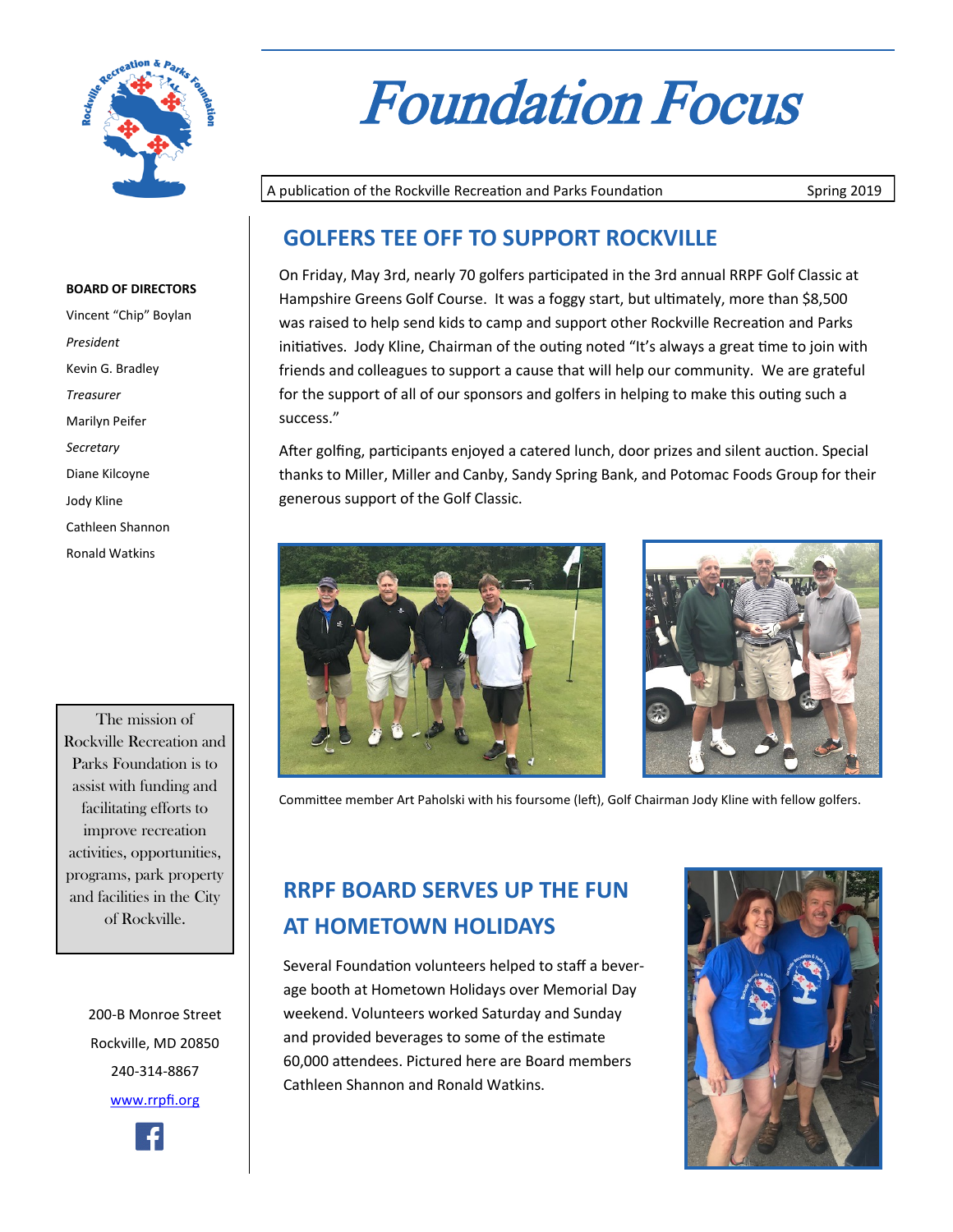# Foundation Focus

A publication of the Rockville Recreation and Parks Foundation — Spring 2019

## GOLFERS TEE OFF TO SUPPORT ROCKVILLE

On Friday, May 3rd, nearly 70 golfers participated in the 3rd annual RRPF Golf Classic at Hampshire Greens Golf Course. It was a foggy start, but ultimately, more than $8,500 was raised to help send kids to camp and support other Rockville Recreation and Parks initiatives. Jody Kline, Chairman of the outing noted "It's always a great time to join with friends and colleagues to support a cause that will help our community. We are grateful for the support of all of our sponsors and golfers in helping to make this outing such a success."

After golfing, participants enjoyed a catered lunch, door prizes and silent auction. Special thanks to Miller, Miller and Canby, Sandy Spring Bank, and Potomac Foods Group for their generous support of the Golf Classic.

Committee member Art Paholski with his foursome (left), Golf Chairman Jody Kline with fellow golfers.

## RRPF BOARD SERVES UP THE FUN AT HOMETOWN HOLIDAYS

Several Foundation volunteers helped to staff a beverage booth at Hometown Holidays over Memorial Day weekend. Volunteers worked Saturday and Sunday and provided beverages to some of the estimate 60,000 attendees. Pictured here are Board members Cathleen Shannon and Ronald Watkins.

**BOARD OF DIRECTORS**

Vincent "Chip" Boylan
*President*
Kevin G. Bradley
*Treasurer*
Marilyn Peifer
*Secretary*
Diane Kilcoyne
Jody Kline
Cathleen Shannon
Ronald Watkins

The mission of Rockville Recreation and Parks Foundation is to assist with funding and facilitating efforts to improve recreation activities, opportunities, programs, park property and facilities in the City of Rockville.

200-B Monroe Street
Rockville, MD 20850
240-314-8867
www.rrpfi.org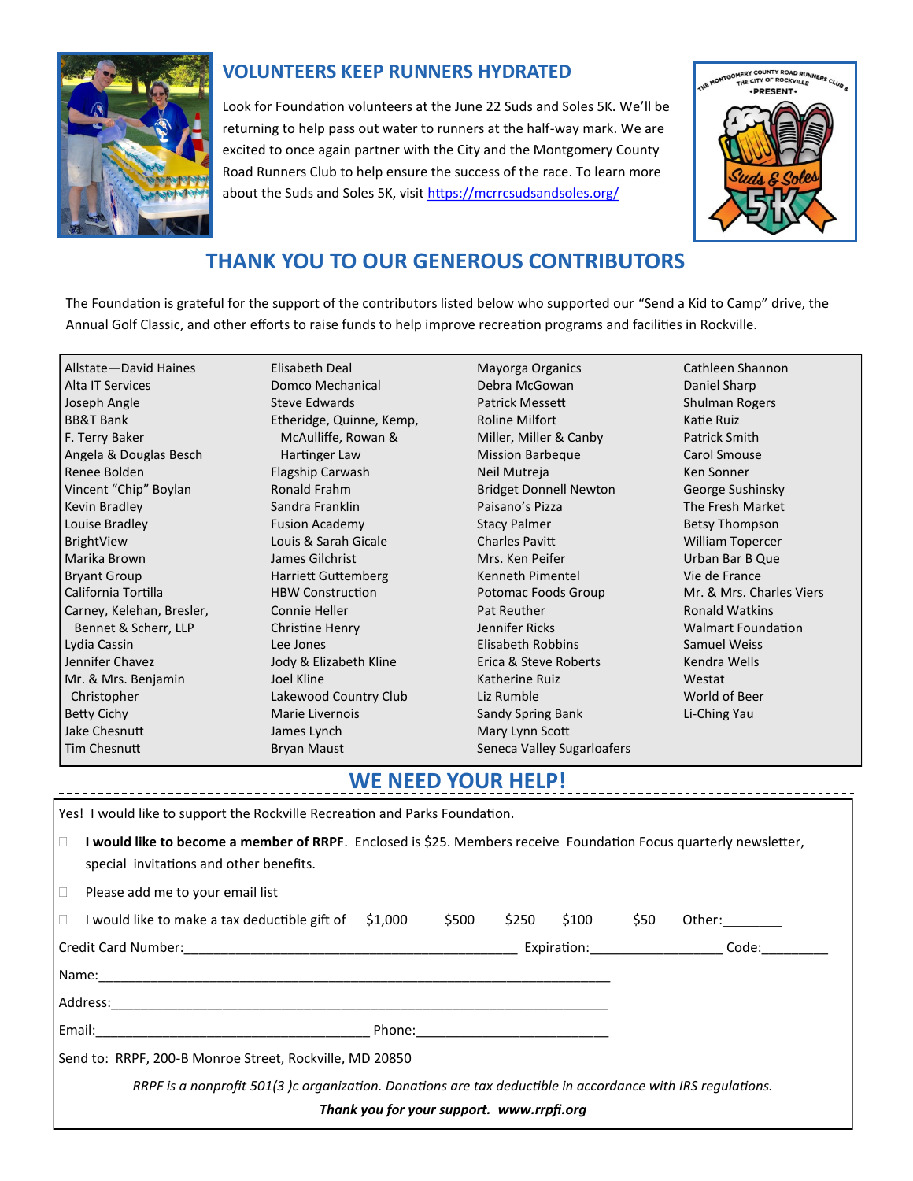## VOLUNTEERS KEEP RUNNERS HYDRATED

Look for Foundation volunteers at the June 22 Suds and Soles 5K. We'll be returning to help pass out water to runners at the half-way mark. We are excited to once again partner with the City and the Montgomery County Road Runners Club to help ensure the success of the race. To learn more about the Suds and Soles 5K, visit https://mcrrcsudsandsoles.org/

## THANK YOU TO OUR GENEROUS CONTRIBUTORS

The Foundation is grateful for the support of the contributors listed below who supported our "Send a Kid to Camp" drive, the Annual Golf Classic, and other efforts to raise funds to help improve recreation programs and facilities in Rockville.

Allstate—David Haines
Alta IT Services
Joseph Angle
BB&T Bank
F. Terry Baker
Angela & Douglas Besch
Renee Bolden
Vincent "Chip" Boylan
Kevin Bradley
Louise Bradley
BrightView
Marika Brown
Bryant Group
California Tortilla
Carney, Kelehan, Bresler, Bennet & Scherr, LLP
Lydia Cassin
Jennifer Chavez
Mr. & Mrs. Benjamin Christopher
Betty Cichy
Jake Chesnutt
Tim Chesnutt
Elisabeth Deal
Domco Mechanical
Steve Edwards
Etheridge, Quinne, Kemp, McAulliffe, Rowan & Hartinger Law
Flagship Carwash
Ronald Frahm
Sandra Franklin
Fusion Academy
Louis & Sarah Gicale
James Gilchrist
Harriett Guttemberg
HBW Construction
Connie Heller
Christine Henry
Lee Jones
Jody & Elizabeth Kline
Joel Kline
Lakewood Country Club
Marie Livernois
James Lynch
Bryan Maust
Mayorga Organics
Debra McGowan
Patrick Messett
Roline Milfort
Miller, Miller & Canby
Mission Barbeque
Neil Mutreja
Bridget Donnell Newton
Paisano's Pizza
Stacy Palmer
Charles Pavitt
Mrs. Ken Peifer
Kenneth Pimentel
Potomac Foods Group
Pat Reuther
Jennifer Ricks
Elisabeth Robbins
Erica & Steve Roberts
Katherine Ruiz
Liz Rumble
Sandy Spring Bank
Mary Lynn Scott
Seneca Valley Sugarloafers
Cathleen Shannon
Daniel Sharp
Shulman Rogers
Katie Ruiz
Patrick Smith
Carol Smouse
Ken Sonner
George Sushinsky
The Fresh Market
Betsy Thompson
William Topercer
Urban Bar B Que
Vie de France
Mr. & Mrs. Charles Viers
Ronald Watkins
Walmart Foundation
Samuel Weiss
Kendra Wells
Westat
World of Beer
Li-Ching Yau

## WE NEED YOUR HELP!

Yes! I would like to support the Rockville Recreation and Parks Foundation.

☐ **I would like to become a member of RRPF**. Enclosed is $25. Members receive Foundation Focus quarterly newsletter, special invitations and other benefits.

☐ Please add me to your email list

☐ I would like to make a tax deductible gift of $1,000 $500 $250 $100 $50 Other:________

Credit Card Number:____________________________ Expiration:______________ Code:_________

Name:________________________________________________

Address:______________________________________________

Email:___________________________ Phone:____________________

Send to: RRPF, 200-B Monroe Street, Rockville, MD 20850

*RRPF is a nonprofit 501(3 )c organization. Donations are tax deductible in accordance with IRS regulations.*

***Thank you for your support. www.rrpfi.org***